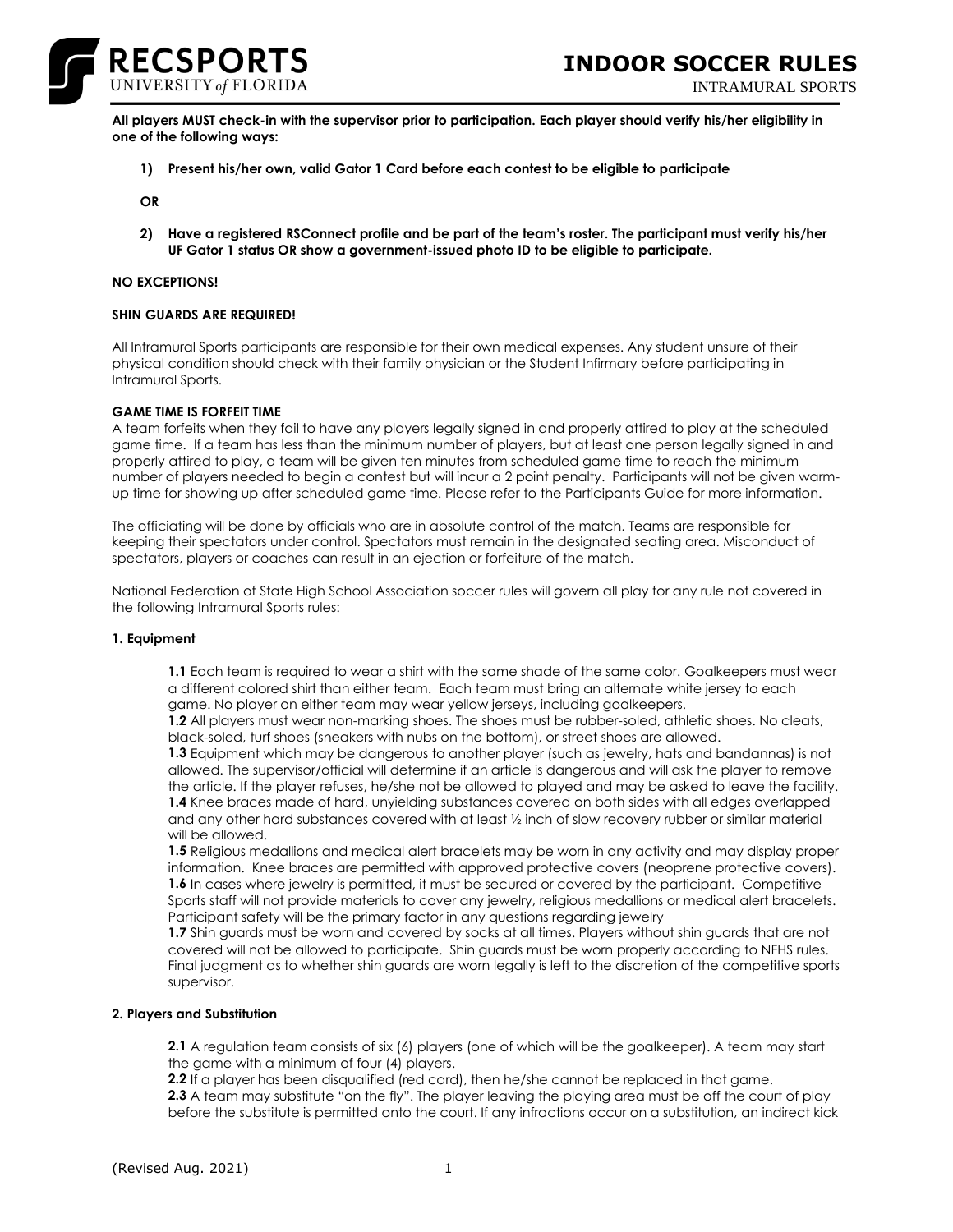# INDOOR SOCCER RULES

INTRAMURAL SPORTS

**All players MUST check-in with the supervisor prior to participation. Each player should verify his/her eligibility in one of the following ways:**

1) **Present his/her own, valid Gator 1 Card before each contest to be eligible to participate**

**OR**

2) **Have a registered RSConnect profile and be part of the team's roster. The participant must verify his/her UF Gator 1 status OR show a government-issued photo ID to be eligible to participate.**

**NO EXCEPTIONS!**

**SHIN GUARDS ARE REQUIRED!**

All Intramural Sports participants are responsible for their own medical expenses. Any student unsure of their physical condition should check with their family physician or the Student Infirmary before participating in Intramural Sports.

**GAME TIME IS FORFEIT TIME**

A team forfeits when they fail to have any players legally signed in and properly attired to play at the scheduled game time. If a team has less than the minimum number of players, but at least one person legally signed in and properly attired to play, a team will be given ten minutes from scheduled game time to reach the minimum number of players needed to begin a contest but will incur a 2 point penalty. Participants will not be given warm-up time for showing up after scheduled game time. Please refer to the Participants Guide for more information.

The officiating will be done by officials who are in absolute control of the match. Teams are responsible for keeping their spectators under control. Spectators must remain in the designated seating area. Misconduct of spectators, players or coaches can result in an ejection or forfeiture of the match.

National Federation of State High School Association soccer rules will govern all play for any rule not covered in the following Intramural Sports rules:

**1. Equipment**

**1.1** Each team is required to wear a shirt with the same shade of the same color. Goalkeepers must wear a different colored shirt than either team. Each team must bring an alternate white jersey to each game. No player on either team may wear yellow jerseys, including goalkeepers.

**1.2** All players must wear non-marking shoes. The shoes must be rubber-soled, athletic shoes. No cleats, black-soled, turf shoes (sneakers with nubs on the bottom), or street shoes are allowed.

**1.3** Equipment which may be dangerous to another player (such as jewelry, hats and bandannas) is not allowed. The supervisor/official will determine if an article is dangerous and will ask the player to remove the article. If the player refuses, he/she not be allowed to played and may be asked to leave the facility.

**1.4** Knee braces made of hard, unyielding substances covered on both sides with all edges overlapped and any other hard substances covered with at least ½ inch of slow recovery rubber or similar material will be allowed.

**1.5** Religious medallions and medical alert bracelets may be worn in any activity and may display proper information. Knee braces are permitted with approved protective covers (neoprene protective covers).

**1.6** In cases where jewelry is permitted, it must be secured or covered by the participant. Competitive Sports staff will not provide materials to cover any jewelry, religious medallions or medical alert bracelets. Participant safety will be the primary factor in any questions regarding jewelry

**1.7** Shin guards must be worn and covered by socks at all times. Players without shin guards that are not covered will not be allowed to participate. Shin guards must be worn properly according to NFHS rules. Final judgment as to whether shin guards are worn legally is left to the discretion of the competitive sports supervisor.

**2. Players and Substitution**

**2.1** A regulation team consists of six (6) players (one of which will be the goalkeeper). A team may start the game with a minimum of four (4) players.

**2.2** If a player has been disqualified (red card), then he/she cannot be replaced in that game.

**2.3** A team may substitute "on the fly". The player leaving the playing area must be off the court of play before the substitute is permitted onto the court. If any infractions occur on a substitution, an indirect kick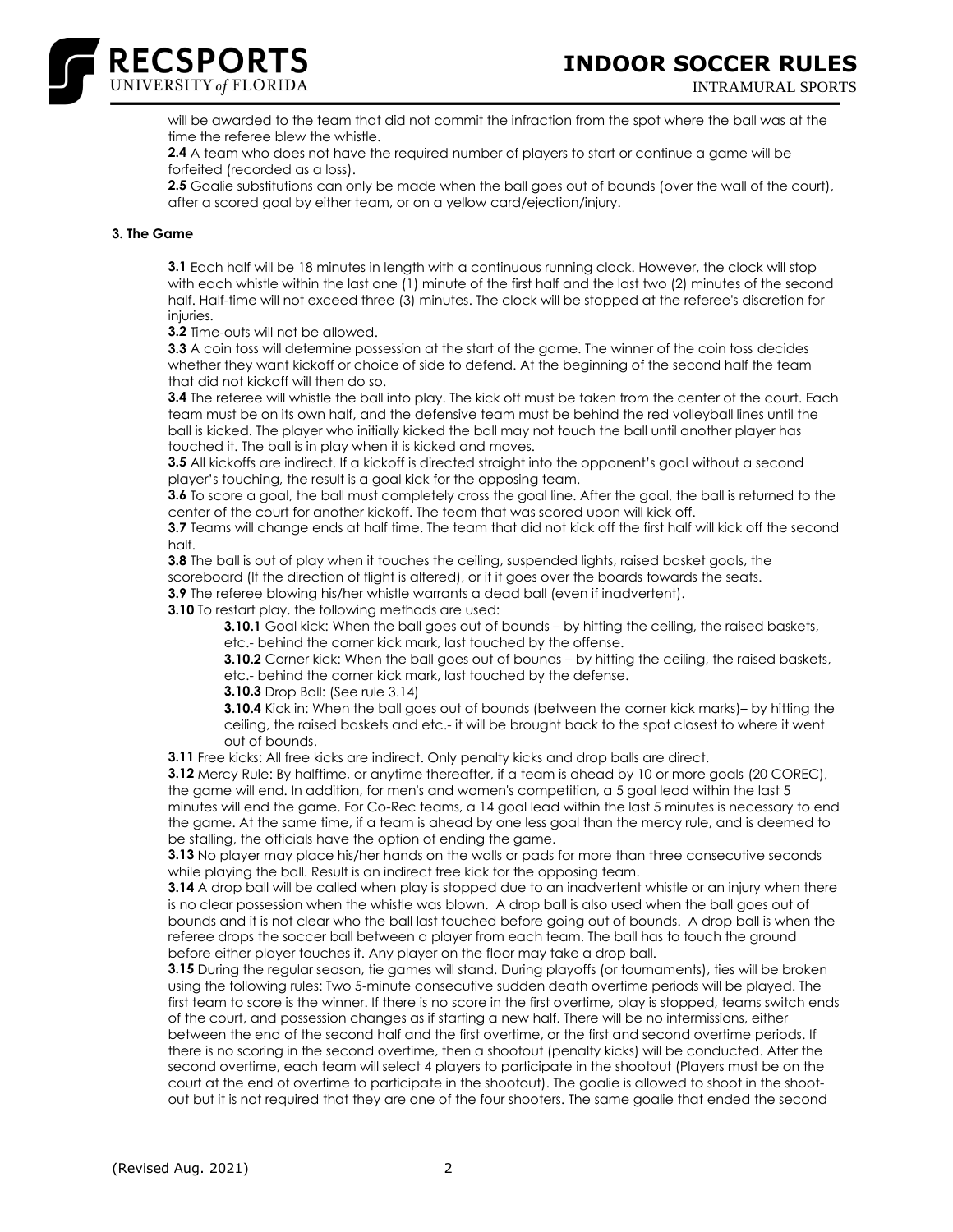will be awarded to the team that did not commit the infraction from the spot where the ball was at the time the referee blew the whistle.

**2.4** A team who does not have the required number of players to start or continue a game will be forfeited (recorded as a loss).

**2.5** Goalie substitutions can only be made when the ball goes out of bounds (over the wall of the court), after a scored goal by either team, or on a yellow card/ejection/injury.

### 3. The Game

**3.1** Each half will be 18 minutes in length with a continuous running clock. However, the clock will stop with each whistle within the last one (1) minute of the first half and the last two (2) minutes of the second half. Half-time will not exceed three (3) minutes. The clock will be stopped at the referee's discretion for injuries.

**3.2** Time-outs will not be allowed.

**3.3** A coin toss will determine possession at the start of the game. The winner of the coin toss decides whether they want kickoff or choice of side to defend. At the beginning of the second half the team that did not kickoff will then do so.

**3.4** The referee will whistle the ball into play. The kick off must be taken from the center of the court. Each team must be on its own half, and the defensive team must be behind the red volleyball lines until the ball is kicked. The player who initially kicked the ball may not touch the ball until another player has touched it. The ball is in play when it is kicked and moves.

**3.5** All kickoffs are indirect. If a kickoff is directed straight into the opponent's goal without a second player's touching, the result is a goal kick for the opposing team.

**3.6** To score a goal, the ball must completely cross the goal line. After the goal, the ball is returned to the center of the court for another kickoff. The team that was scored upon will kick off.

**3.7** Teams will change ends at half time. The team that did not kick off the first half will kick off the second half.

**3.8** The ball is out of play when it touches the ceiling, suspended lights, raised basket goals, the scoreboard (If the direction of flight is altered), or if it goes over the boards towards the seats.

**3.9** The referee blowing his/her whistle warrants a dead ball (even if inadvertent).

**3.10** To restart play, the following methods are used:

> **3.10.1** Goal kick: When the ball goes out of bounds – by hitting the ceiling, the raised baskets, etc.- behind the corner kick mark, last touched by the offense.
>
> **3.10.2** Corner kick: When the ball goes out of bounds – by hitting the ceiling, the raised baskets, etc.- behind the corner kick mark, last touched by the defense.
>
> **3.10.3** Drop Ball: (See rule 3.14)
>
> **3.10.4** Kick in: When the ball goes out of bounds (between the corner kick marks)– by hitting the ceiling, the raised baskets and etc.- it will be brought back to the spot closest to where it went out of bounds.

**3.11** Free kicks: All free kicks are indirect. Only penalty kicks and drop balls are direct.

**3.12** Mercy Rule: By halftime, or anytime thereafter, if a team is ahead by 10 or more goals (20 COREC), the game will end. In addition, for men's and women's competition, a 5 goal lead within the last 5 minutes will end the game. For Co-Rec teams, a 14 goal lead within the last 5 minutes is necessary to end the game. At the same time, if a team is ahead by one less goal than the mercy rule, and is deemed to be stalling, the officials have the option of ending the game.

**3.13** No player may place his/her hands on the walls or pads for more than three consecutive seconds while playing the ball. Result is an indirect free kick for the opposing team.

**3.14** A drop ball will be called when play is stopped due to an inadvertent whistle or an injury when there is no clear possession when the whistle was blown. A drop ball is also used when the ball goes out of bounds and it is not clear who the ball last touched before going out of bounds. A drop ball is when the referee drops the soccer ball between a player from each team. The ball has to touch the ground before either player touches it. Any player on the floor may take a drop ball.

**3.15** During the regular season, tie games will stand. During playoffs (or tournaments), ties will be broken using the following rules: Two 5-minute consecutive sudden death overtime periods will be played. The first team to score is the winner. If there is no score in the first overtime, play is stopped, teams switch ends of the court, and possession changes as if starting a new half. There will be no intermissions, either between the end of the second half and the first overtime, or the first and second overtime periods. If there is no scoring in the second overtime, then a shootout (penalty kicks) will be conducted. After the second overtime, each team will select 4 players to participate in the shootout (Players must be on the court at the end of overtime to participate in the shootout). The goalie is allowed to shoot in the shoot-out but it is not required that they are one of the four shooters. The same goalie that ended the second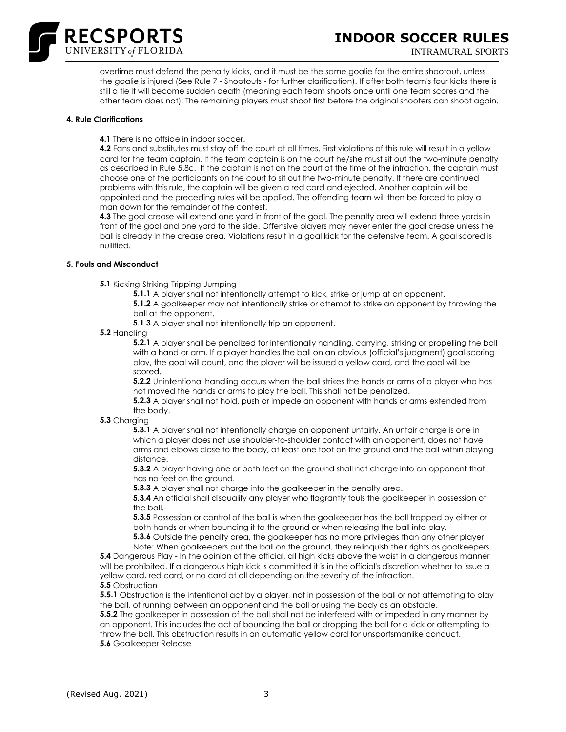overtime must defend the penalty kicks, and it must be the same goalie for the entire shootout, unless the goalie is injured (See Rule 7 - Shootouts - for further clarification). If after both team's four kicks there is still a tie it will become sudden death (meaning each team shoots once until one team scores and the other team does not). The remaining players must shoot first before the original shooters can shoot again.

#### 4. Rule Clarifications

**4.1** There is no offside in indoor soccer.

**4.2** Fans and substitutes must stay off the court at all times. First violations of this rule will result in a yellow card for the team captain. If the team captain is on the court he/she must sit out the two-minute penalty as described in Rule 5.8c. If the captain is not on the court at the time of the infraction, the captain must choose one of the participants on the court to sit out the two-minute penalty. If there are continued problems with this rule, the captain will be given a red card and ejected. Another captain will be appointed and the preceding rules will be applied. The offending team will then be forced to play a man down for the remainder of the contest.

**4.3** The goal crease will extend one yard in front of the goal. The penalty area will extend three yards in front of the goal and one yard to the side. Offensive players may never enter the goal crease unless the ball is already in the crease area. Violations result in a goal kick for the defensive team. A goal scored is nullified.

#### 5. Fouls and Misconduct

**5.1** Kicking-Striking-Tripping-Jumping

- **5.1.1** A player shall not intentionally attempt to kick, strike or jump at an opponent.
- **5.1.2** A goalkeeper may not intentionally strike or attempt to strike an opponent by throwing the ball at the opponent.
- **5.1.3** A player shall not intentionally trip an opponent.

**5.2** Handling

- **5.2.1** A player shall be penalized for intentionally handling, carrying, striking or propelling the ball with a hand or arm. If a player handles the ball on an obvious (official's judgment) goal-scoring play, the goal will count, and the player will be issued a yellow card, and the goal will be scored.
- **5.2.2** Unintentional handling occurs when the ball strikes the hands or arms of a player who has not moved the hands or arms to play the ball. This shall not be penalized.
- **5.2.3** A player shall not hold, push or impede an opponent with hands or arms extended from the body.

**5.3** Charging

- **5.3.1** A player shall not intentionally charge an opponent unfairly. An unfair charge is one in which a player does not use shoulder-to-shoulder contact with an opponent, does not have arms and elbows close to the body, at least one foot on the ground and the ball within playing distance.
- **5.3.2** A player having one or both feet on the ground shall not charge into an opponent that has no feet on the ground.
- **5.3.3** A player shall not charge into the goalkeeper in the penalty area.
- **5.3.4** An official shall disqualify any player who flagrantly fouls the goalkeeper in possession of the ball.
- **5.3.5** Possession or control of the ball is when the goalkeeper has the ball trapped by either or both hands or when bouncing it to the ground or when releasing the ball into play.
- **5.3.6** Outside the penalty area, the goalkeeper has no more privileges than any other player. Note: When goalkeepers put the ball on the ground, they relinquish their rights as goalkeepers.

**5.4** Dangerous Play - In the opinion of the official, all high kicks above the waist in a dangerous manner will be prohibited. If a dangerous high kick is committed it is in the official's discretion whether to issue a yellow card, red card, or no card at all depending on the severity of the infraction.

**5.5** Obstruction

**5.5.1** Obstruction is the intentional act by a player, not in possession of the ball or not attempting to play the ball, of running between an opponent and the ball or using the body as an obstacle.

**5.5.2** The goalkeeper in possession of the ball shall not be interfered with or impeded in any manner by an opponent. This includes the act of bouncing the ball or dropping the ball for a kick or attempting to throw the ball. This obstruction results in an automatic yellow card for unsportsmanlike conduct.

**5.6** Goalkeeper Release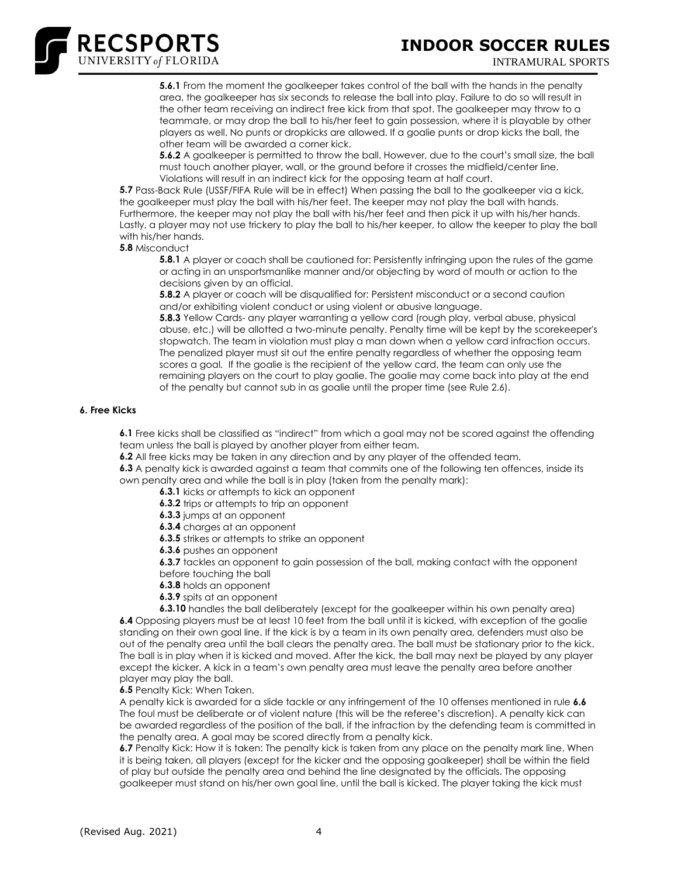**5.6.1** From the moment the goalkeeper takes control of the ball with the hands in the penalty area, the goalkeeper has six seconds to release the ball into play. Failure to do so will result in the other team receiving an indirect free kick from that spot. The goalkeeper may throw to a teammate, or may drop the ball to his/her feet to gain possession, where it is playable by other players as well. No punts or dropkicks are allowed. If a goalie punts or drop kicks the ball, the other team will be awarded a corner kick.

**5.6.2** A goalkeeper is permitted to throw the ball. However, due to the court's small size, the ball must touch another player, wall, or the ground before it crosses the midfield/center line. Violations will result in an indirect kick for the opposing team at half court.

**5.7** Pass-Back Rule (USSF/FIFA Rule will be in effect) When passing the ball to the goalkeeper via a kick, the goalkeeper must play the ball with his/her feet. The keeper may not play the ball with hands. Furthermore, the keeper may not play the ball with his/her feet and then pick it up with his/her hands. Lastly, a player may not use trickery to play the ball to his/her keeper, to allow the keeper to play the ball with his/her hands.

**5.8** Misconduct

**5.8.1** A player or coach shall be cautioned for: Persistently infringing upon the rules of the game or acting in an unsportsmanlike manner and/or objecting by word of mouth or action to the decisions given by an official.

**5.8.2** A player or coach will be disqualified for: Persistent misconduct or a second caution and/or exhibiting violent conduct or using violent or abusive language.

**5.8.3** Yellow Cards- any player warranting a yellow card (rough play, verbal abuse, physical abuse, etc.) will be allotted a two-minute penalty. Penalty time will be kept by the scorekeeper's stopwatch. The team in violation must play a man down when a yellow card infraction occurs. The penalized player must sit out the entire penalty regardless of whether the opposing team scores a goal. If the goalie is the recipient of the yellow card, the team can only use the remaining players on the court to play goalie. The goalie may come back into play at the end of the penalty but cannot sub in as goalie until the proper time (see Rule 2.6).

#### 6. Free Kicks

**6.1** Free kicks shall be classified as "indirect" from which a goal may not be scored against the offending team unless the ball is played by another player from either team.

**6.2** All free kicks may be taken in any direction and by any player of the offended team.

**6.3** A penalty kick is awarded against a team that commits one of the following ten offences, inside its own penalty area and while the ball is in play (taken from the penalty mark):

**6.3.1** kicks or attempts to kick an opponent

**6.3.2** trips or attempts to trip an opponent

**6.3.3** jumps at an opponent

**6.3.4** charges at an opponent

**6.3.5** strikes or attempts to strike an opponent

**6.3.6** pushes an opponent

**6.3.7** tackles an opponent to gain possession of the ball, making contact with the opponent before touching the ball

**6.3.8** holds an opponent

**6.3.9** spits at an opponent

**6.3.10** handles the ball deliberately (except for the goalkeeper within his own penalty area)

**6.4** Opposing players must be at least 10 feet from the ball until it is kicked, with exception of the goalie standing on their own goal line. If the kick is by a team in its own penalty area, defenders must also be out of the penalty area until the ball clears the penalty area. The ball must be stationary prior to the kick. The ball is in play when it is kicked and moved. After the kick, the ball may next be played by any player except the kicker. A kick in a team's own penalty area must leave the penalty area before another player may play the ball.

**6.5** Penalty Kick: When Taken.

A penalty kick is awarded for a slide tackle or any infringement of the 10 offenses mentioned in rule **6.6** The foul must be deliberate or of violent nature (this will be the referee's discretion). A penalty kick can be awarded regardless of the position of the ball, if the infraction by the defending team is committed in the penalty area. A goal may be scored directly from a penalty kick.

**6.7** Penalty Kick: How it is taken: The penalty kick is taken from any place on the penalty mark line. When it is being taken, all players (except for the kicker and the opposing goalkeeper) shall be within the field of play but outside the penalty area and behind the line designated by the officials. The opposing goalkeeper must stand on his/her own goal line, until the ball is kicked. The player taking the kick must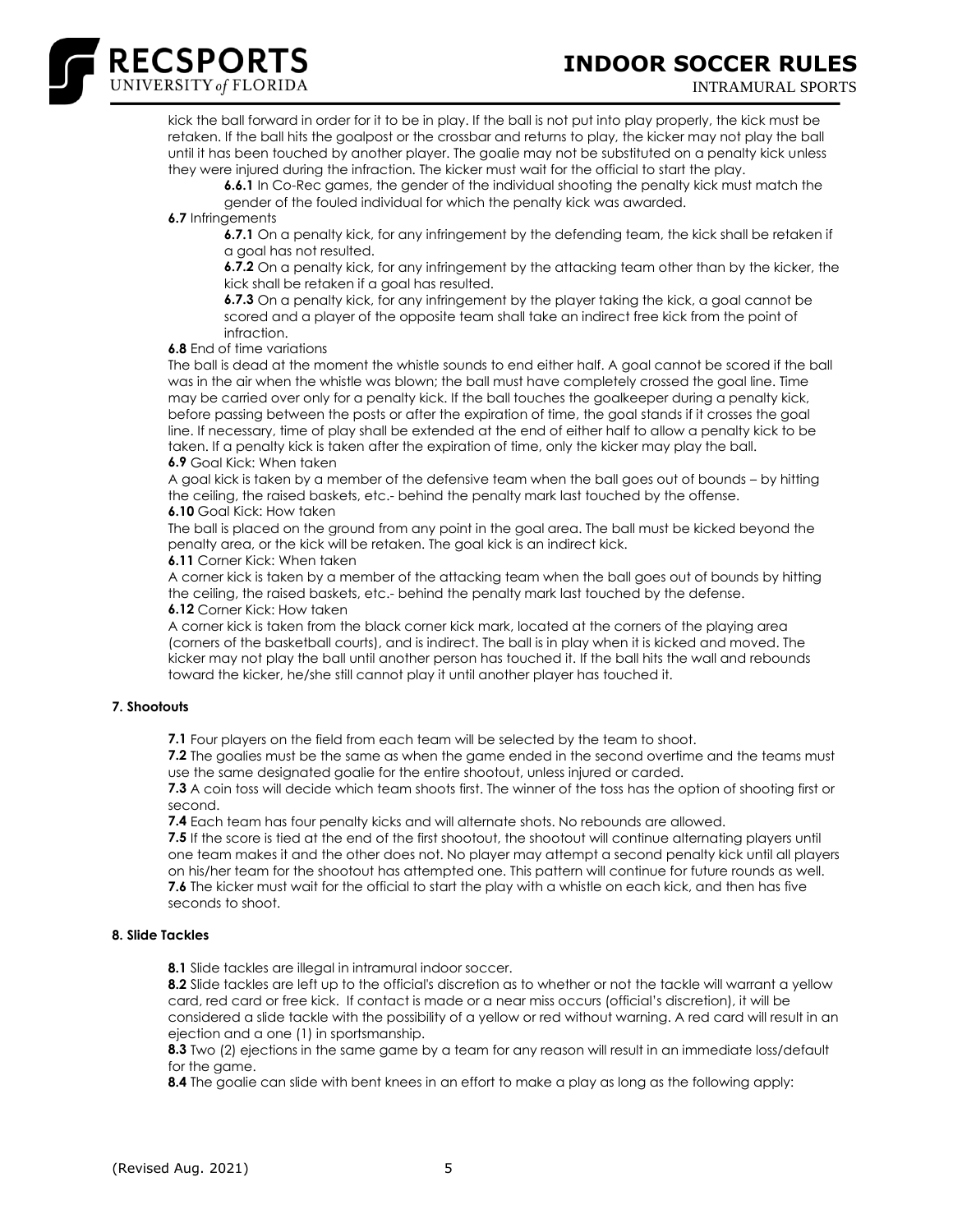kick the ball forward in order for it to be in play. If the ball is not put into play properly, the kick must be retaken. If the ball hits the goalpost or the crossbar and returns to play, the kicker may not play the ball until it has been touched by another player. The goalie may not be substituted on a penalty kick unless they were injured during the infraction. The kicker must wait for the official to start the play.

**6.6.1** In Co-Rec games, the gender of the individual shooting the penalty kick must match the gender of the fouled individual for which the penalty kick was awarded.

**6.7** Infringements

**6.7.1** On a penalty kick, for any infringement by the defending team, the kick shall be retaken if a goal has not resulted.

**6.7.2** On a penalty kick, for any infringement by the attacking team other than by the kicker, the kick shall be retaken if a goal has resulted.

**6.7.3** On a penalty kick, for any infringement by the player taking the kick, a goal cannot be scored and a player of the opposite team shall take an indirect free kick from the point of infraction.

**6.8** End of time variations

The ball is dead at the moment the whistle sounds to end either half. A goal cannot be scored if the ball was in the air when the whistle was blown; the ball must have completely crossed the goal line. Time may be carried over only for a penalty kick. If the ball touches the goalkeeper during a penalty kick, before passing between the posts or after the expiration of time, the goal stands if it crosses the goal line. If necessary, time of play shall be extended at the end of either half to allow a penalty kick to be taken. If a penalty kick is taken after the expiration of time, only the kicker may play the ball.

**6.9** Goal Kick: When taken

A goal kick is taken by a member of the defensive team when the ball goes out of bounds – by hitting the ceiling, the raised baskets, etc.- behind the penalty mark last touched by the offense.

**6.10** Goal Kick: How taken

The ball is placed on the ground from any point in the goal area. The ball must be kicked beyond the penalty area, or the kick will be retaken. The goal kick is an indirect kick.

**6.11** Corner Kick: When taken

A corner kick is taken by a member of the attacking team when the ball goes out of bounds by hitting the ceiling, the raised baskets, etc.- behind the penalty mark last touched by the defense.

**6.12** Corner Kick: How taken

A corner kick is taken from the black corner kick mark, located at the corners of the playing area (corners of the basketball courts), and is indirect. The ball is in play when it is kicked and moved. The kicker may not play the ball until another person has touched it. If the ball hits the wall and rebounds toward the kicker, he/she still cannot play it until another player has touched it.

### 7. Shootouts

**7.1** Four players on the field from each team will be selected by the team to shoot.

**7.2** The goalies must be the same as when the game ended in the second overtime and the teams must use the same designated goalie for the entire shootout, unless injured or carded.

**7.3** A coin toss will decide which team shoots first. The winner of the toss has the option of shooting first or second.

**7.4** Each team has four penalty kicks and will alternate shots. No rebounds are allowed.

**7.5** If the score is tied at the end of the first shootout, the shootout will continue alternating players until one team makes it and the other does not. No player may attempt a second penalty kick until all players on his/her team for the shootout has attempted one. This pattern will continue for future rounds as well.

**7.6** The kicker must wait for the official to start the play with a whistle on each kick, and then has five seconds to shoot.

### 8. Slide Tackles

**8.1** Slide tackles are illegal in intramural indoor soccer.

**8.2** Slide tackles are left up to the official's discretion as to whether or not the tackle will warrant a yellow card, red card or free kick. If contact is made or a near miss occurs (official's discretion), it will be considered a slide tackle with the possibility of a yellow or red without warning. A red card will result in an ejection and a one (1) in sportsmanship.

**8.3** Two (2) ejections in the same game by a team for any reason will result in an immediate loss/default for the game.

**8.4** The goalie can slide with bent knees in an effort to make a play as long as the following apply: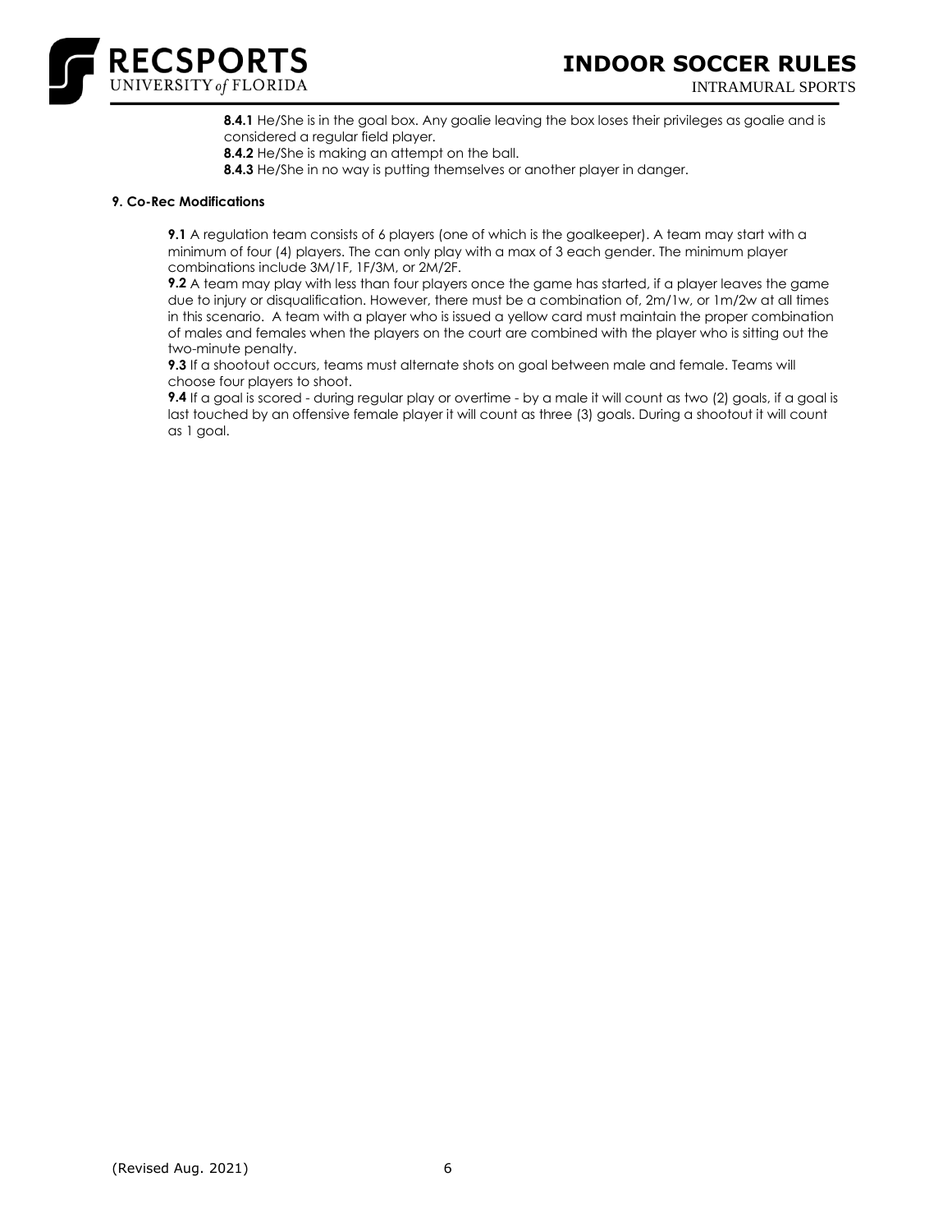**8.4.1** He/She is in the goal box. Any goalie leaving the box loses their privileges as goalie and is considered a regular field player.

**8.4.2** He/She is making an attempt on the ball.

**8.4.3** He/She in no way is putting themselves or another player in danger.

#### 9. Co-Rec Modifications

**9.1** A regulation team consists of 6 players (one of which is the goalkeeper). A team may start with a minimum of four (4) players. The can only play with a max of 3 each gender. The minimum player combinations include 3M/1F, 1F/3M, or 2M/2F.

**9.2** A team may play with less than four players once the game has started, if a player leaves the game due to injury or disqualification. However, there must be a combination of, 2m/1w, or 1m/2w at all times in this scenario. A team with a player who is issued a yellow card must maintain the proper combination of males and females when the players on the court are combined with the player who is sitting out the two-minute penalty.

**9.3** If a shootout occurs, teams must alternate shots on goal between male and female. Teams will choose four players to shoot.

**9.4** If a goal is scored - during regular play or overtime - by a male it will count as two (2) goals, if a goal is last touched by an offensive female player it will count as three (3) goals. During a shootout it will count as 1 goal.